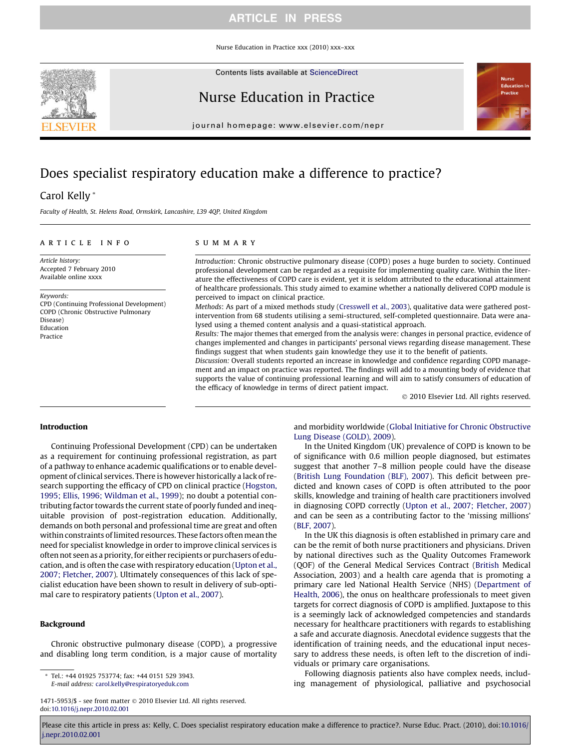# Does specialist respiratory education make a difference to practice?

Carol Kelly *

*Faculty of Health, St. Helens Road, Ormskirk, Lancashire, L39 4QP, United Kingdom*

## ARTICLE INFO

*Article history:*
Accepted 7 February 2010
Available online xxxx

*Keywords:*
CPD (Continuing Professional Development)
COPD (Chronic Obstructive Pulmonary Disease)
Education
Practice

## SUMMARY

*Introduction*: Chronic obstructive pulmonary disease (COPD) poses a huge burden to society. Continued professional development can be regarded as a requisite for implementing quality care. Within the literature the effectiveness of COPD care is evident, yet it is seldom attributed to the educational attainment of healthcare professionals. This study aimed to examine whether a nationally delivered COPD module is perceived to impact on clinical practice.

*Methods*: As part of a mixed methods study (Cresswell et al., 2003), qualitative data were gathered post-intervention from 68 students utilising a semi-structured, self-completed questionnaire. Data were analysed using a themed content analysis and a quasi-statistical approach.

*Results:* The major themes that emerged from the analysis were: changes in personal practice, evidence of changes implemented and changes in participants' personal views regarding disease management. These findings suggest that when students gain knowledge they use it to the benefit of patients.

*Discussion:* Overall students reported an increase in knowledge and confidence regarding COPD management and an impact on practice was reported. The findings will add to a mounting body of evidence that supports the value of continuing professional learning and will aim to satisfy consumers of education of the efficacy of knowledge in terms of direct patient impact.

© 2010 Elsevier Ltd. All rights reserved.

## Introduction

Continuing Professional Development (CPD) can be undertaken as a requirement for continuing professional registration, as part of a pathway to enhance academic qualifications or to enable development of clinical services. There is however historically a lack of research supporting the efficacy of CPD on clinical practice (Hogston, 1995; Ellis, 1996; Wildman et al., 1999); no doubt a potential contributing factor towards the current state of poorly funded and inequitable provision of post-registration education. Additionally, demands on both personal and professional time are great and often within constraints of limited resources. These factors often mean the need for specialist knowledge in order to improve clinical services is often not seen as a priority, for either recipients or purchasers of education, and is often the case with respiratory education (Upton et al., 2007; Fletcher, 2007). Ultimately consequences of this lack of specialist education have been shown to result in delivery of sub-optimal care to respiratory patients (Upton et al., 2007).

## Background

Chronic obstructive pulmonary disease (COPD), a progressive and disabling long term condition, is a major cause of mortality and morbidity worldwide (Global Initiative for Chronic Obstructive Lung Disease (GOLD), 2009).

In the United Kingdom (UK) prevalence of COPD is known to be of significance with 0.6 million people diagnosed, but estimates suggest that another 7–8 million people could have the disease (British Lung Foundation (BLF), 2007). This deficit between predicted and known cases of COPD is often attributed to the poor skills, knowledge and training of health care practitioners involved in diagnosing COPD correctly (Upton et al., 2007; Fletcher, 2007) and can be seen as a contributing factor to the 'missing millions' (BLF, 2007).

In the UK this diagnosis is often established in primary care and can be the remit of both nurse practitioners and physicians. Driven by national directives such as the Quality Outcomes Framework (QOF) of the General Medical Services Contract (British Medical Association, 2003) and a health care agenda that is promoting a primary care led National Health Service (NHS) (Department of Health, 2006), the onus on healthcare professionals to meet given targets for correct diagnosis of COPD is amplified. Juxtapose to this is a seemingly lack of acknowledged competencies and standards necessary for healthcare practitioners with regards to establishing a safe and accurate diagnosis. Anecdotal evidence suggests that the identification of training needs, and the educational input necessary to address these needs, is often left to the discretion of individuals or primary care organisations.

Following diagnosis patients also have complex needs, including management of physiological, palliative and psychosocial

* Tel.: +44 01925 753774; fax: +44 0151 529 3943.
*E-mail address:* carol.kelly@respiratoryeduk.com

1471-5953/$ - see front matter © 2010 Elsevier Ltd. All rights reserved.
doi:10.1016/j.nepr.2010.02.001

Please cite this article in press as: Kelly, C. Does specialist respiratory education make a difference to practice?. Nurse Educ. Pract. (2010), doi:10.1016/j.nepr.2010.02.001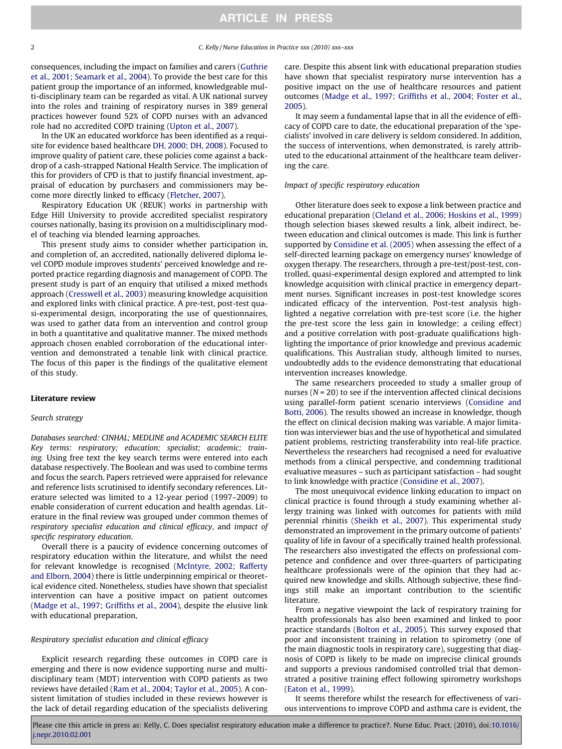consequences, including the impact on families and carers (Guthrie et al., 2001; Seamark et al., 2004). To provide the best care for this patient group the importance of an informed, knowledgeable multi-disciplinary team can be regarded as vital. A UK national survey into the roles and training of respiratory nurses in 389 general practices however found 52% of COPD nurses with an advanced role had no accredited COPD training (Upton et al., 2007).

In the UK an educated workforce has been identified as a requisite for evidence based healthcare DH, 2000; DH, 2008). Focused to improve quality of patient care, these policies come against a backdrop of a cash-strapped National Health Service. The implication of this for providers of CPD is that to justify financial investment, appraisal of education by purchasers and commissioners may become more directly linked to efficacy (Fletcher, 2007).

Respiratory Education UK (REUK) works in partnership with Edge Hill University to provide accredited specialist respiratory courses nationally, basing its provision on a multidisciplinary model of teaching via blended learning approaches.

This present study aims to consider whether participation in, and completion of, an accredited, nationally delivered diploma level COPD module improves students' perceived knowledge and reported practice regarding diagnosis and management of COPD. The present study is part of an enquiry that utilised a mixed methods approach (Cresswell et al., 2003) measuring knowledge acquisition and explored links with clinical practice. A pre-test, post-test quasi-experimental design, incorporating the use of questionnaires, was used to gather data from an intervention and control group in both a quantitative and qualitative manner. The mixed methods approach chosen enabled corroboration of the educational intervention and demonstrated a tenable link with clinical practice. The focus of this paper is the findings of the qualitative element of this study.

## Literature review

### *Search strategy*

*Databases searched: CINHAL; MEDLINE and ACADEMIC SEARCH ELITE Key terms: respiratory; education; specialist; academic; training.* Using free text the key search terms were entered into each database respectively. The Boolean and was used to combine terms and focus the search. Papers retrieved were appraised for relevance and reference lists scrutinised to identify secondary references. Literature selected was limited to a 12-year period (1997–2009) to enable consideration of current education and health agendas. Literature in the final review was grouped under common themes of *respiratory specialist education and clinical efficacy*, and *impact of specific respiratory education*.

Overall there is a paucity of evidence concerning outcomes of respiratory education within the literature, and whilst the need for relevant knowledge is recognised (McIntyre, 2002; Rafferty and Elborn, 2004) there is little underpinning empirical or theoretical evidence cited. Nonetheless, studies have shown that specialist intervention can have a positive impact on patient outcomes (Madge et al., 1997; Griffiths et al., 2004), despite the elusive link with educational preparation,

### *Respiratory specialist education and clinical efficacy*

Explicit research regarding these outcomes in COPD care is emerging and there is now evidence supporting nurse and multi-disciplinary team (MDT) intervention with COPD patients as two reviews have detailed (Ram et al., 2004; Taylor et al., 2005). A consistent limitation of studies included in these reviews however is the lack of detail regarding education of the specialists delivering care. Despite this absent link with educational preparation studies have shown that specialist respiratory nurse intervention has a positive impact on the use of healthcare resources and patient outcomes (Madge et al., 1997; Griffiths et al., 2004; Foster et al., 2005).

It may seem a fundamental lapse that in all the evidence of efficacy of COPD care to date, the educational preparation of the 'specialists' involved in care delivery is seldom considered. In addition, the success of interventions, when demonstrated, is rarely attributed to the educational attainment of the healthcare team delivering the care.

### *Impact of specific respiratory education*

Other literature does seek to expose a link between practice and educational preparation (Cleland et al., 2006; Hoskins et al., 1999) though selection biases skewed results a link, albeit indirect, between education and clinical outcomes is made. This link is further supported by Considine et al. (2005) when assessing the effect of a self-directed learning package on emergency nurses' knowledge of oxygen therapy. The researchers, through a pre-test/post-test, controlled, quasi-experimental design explored and attempted to link knowledge acquisition with clinical practice in emergency department nurses. Significant increases in post-test knowledge scores indicated efficacy of the intervention. Post-test analysis highlighted a negative correlation with pre-test score (i.e. the higher the pre-test score the less gain in knowledge; a ceiling effect) and a positive correlation with post-graduate qualifications highlighting the importance of prior knowledge and previous academic qualifications. This Australian study, although limited to nurses, undoubtedly adds to the evidence demonstrating that educational intervention increases knowledge.

The same researchers proceeded to study a smaller group of nurses ($N = 20$) to see if the intervention affected clinical decisions using parallel-form patient scenario interviews (Considine and Botti, 2006). The results showed an increase in knowledge, though the effect on clinical decision making was variable. A major limitation was interviewer bias and the use of hypothetical and simulated patient problems, restricting transferability into real-life practice. Nevertheless the researchers had recognised a need for evaluative methods from a clinical perspective, and condemning traditional evaluative measures – such as participant satisfaction – had sought to link knowledge with practice (Considine et al., 2007).

The most unequivocal evidence linking education to impact on clinical practice is found through a study examining whether allergy training was linked with outcomes for patients with mild perennial rhinitis (Sheikh et al., 2007). This experimental study demonstrated an improvement in the primary outcome of patients' quality of life in favour of a specifically trained health professional. The researchers also investigated the effects on professional competence and confidence and over three-quarters of participating healthcare professionals were of the opinion that they had acquired new knowledge and skills. Although subjective, these findings still make an important contribution to the scientific literature.

From a negative viewpoint the lack of respiratory training for health professionals has also been examined and linked to poor practice standards (Bolton et al., 2005). This survey exposed that poor and inconsistent training in relation to spirometry (one of the main diagnostic tools in respiratory care), suggesting that diagnosis of COPD is likely to be made on imprecise clinical grounds and supports a previous randomised controlled trial that demonstrated a positive training effect following spirometry workshops (Eaton et al., 1999).

It seems therefore whilst the research for effectiveness of various interventions to improve COPD and asthma care is evident, the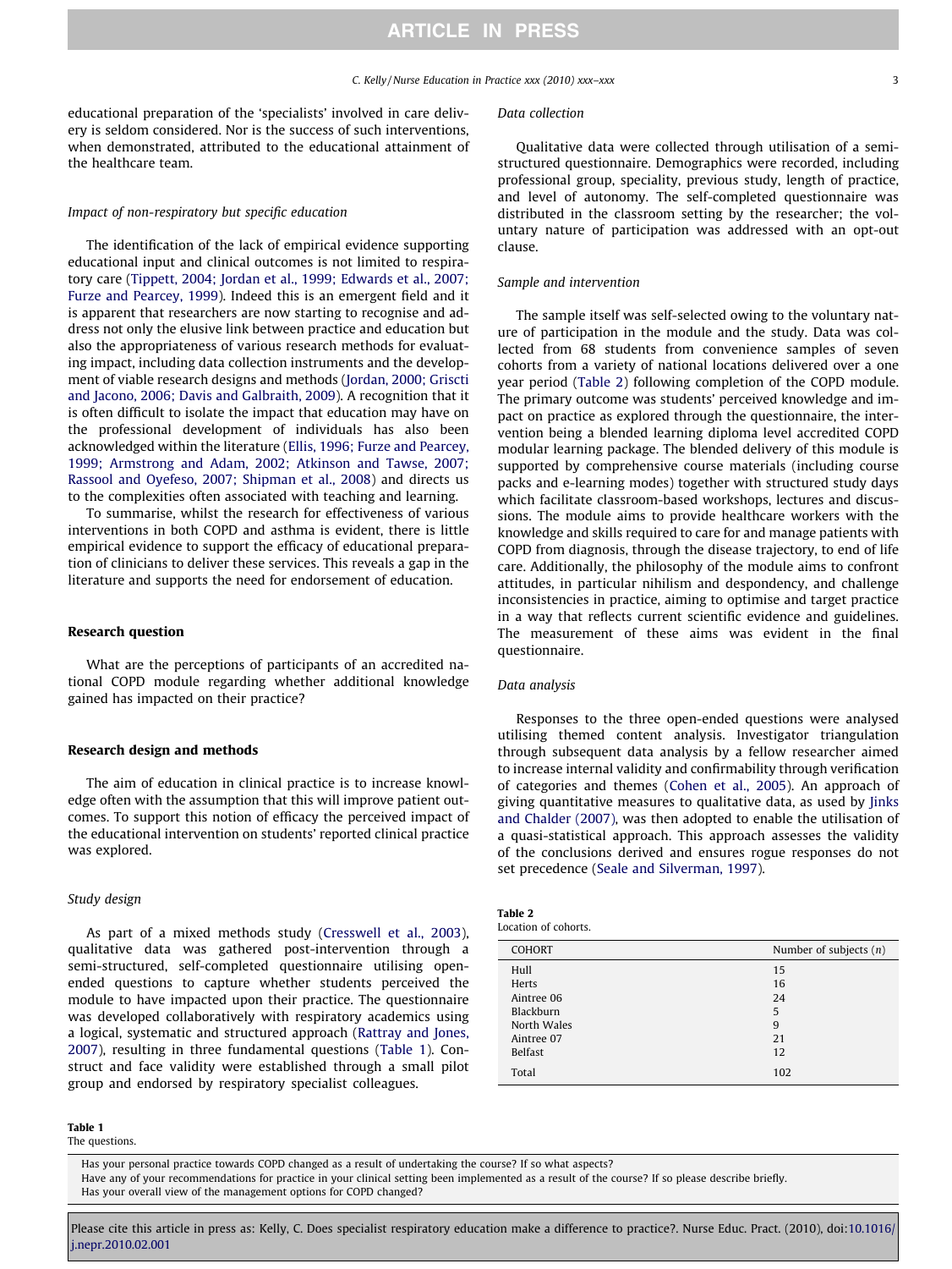educational preparation of the 'specialists' involved in care delivery is seldom considered. Nor is the success of such interventions, when demonstrated, attributed to the educational attainment of the healthcare team.

### *Impact of non-respiratory but specific education*

The identification of the lack of empirical evidence supporting educational input and clinical outcomes is not limited to respiratory care (Tippett, 2004; Jordan et al., 1999; Edwards et al., 2007; Furze and Pearcey, 1999). Indeed this is an emergent field and it is apparent that researchers are now starting to recognise and address not only the elusive link between practice and education but also the appropriateness of various research methods for evaluating impact, including data collection instruments and the development of viable research designs and methods (Jordan, 2000; Griscti and Jacono, 2006; Davis and Galbraith, 2009). A recognition that it is often difficult to isolate the impact that education may have on the professional development of individuals has also been acknowledged within the literature (Ellis, 1996; Furze and Pearcey, 1999; Armstrong and Adam, 2002; Atkinson and Tawse, 2007; Rassool and Oyefeso, 2007; Shipman et al., 2008) and directs us to the complexities often associated with teaching and learning.

To summarise, whilst the research for effectiveness of various interventions in both COPD and asthma is evident, there is little empirical evidence to support the efficacy of educational preparation of clinicians to deliver these services. This reveals a gap in the literature and supports the need for endorsement of education.

## Research question

What are the perceptions of participants of an accredited national COPD module regarding whether additional knowledge gained has impacted on their practice?

## Research design and methods

The aim of education in clinical practice is to increase knowledge often with the assumption that this will improve patient outcomes. To support this notion of efficacy the perceived impact of the educational intervention on students' reported clinical practice was explored.

### *Study design*

As part of a mixed methods study (Cresswell et al., 2003), qualitative data was gathered post-intervention through a semi-structured, self-completed questionnaire utilising open-ended questions to capture whether students perceived the module to have impacted upon their practice. The questionnaire was developed collaboratively with respiratory academics using a logical, systematic and structured approach (Rattray and Jones, 2007), resulting in three fundamental questions (Table 1). Construct and face validity were established through a small pilot group and endorsed by respiratory specialist colleagues.

**Table 1**
The questions.

| |
|---|
| Has your personal practice towards COPD changed as a result of undertaking the course? If so what aspects? |
| Have any of your recommendations for practice in your clinical setting been implemented as a result of the course? If so please describe briefly. |
| Has your overall view of the management options for COPD changed? |

### *Data collection*

Qualitative data were collected through utilisation of a semi-structured questionnaire. Demographics were recorded, including professional group, speciality, previous study, length of practice, and level of autonomy. The self-completed questionnaire was distributed in the classroom setting by the researcher; the voluntary nature of participation was addressed with an opt-out clause.

### *Sample and intervention*

The sample itself was self-selected owing to the voluntary nature of participation in the module and the study. Data was collected from 68 students from convenience samples of seven cohorts from a variety of national locations delivered over a one year period (Table 2) following completion of the COPD module. The primary outcome was students' perceived knowledge and impact on practice as explored through the questionnaire, the intervention being a blended learning diploma level accredited COPD modular learning package. The blended delivery of this module is supported by comprehensive course materials (including course packs and e-learning modes) together with structured study days which facilitate classroom-based workshops, lectures and discussions. The module aims to provide healthcare workers with the knowledge and skills required to care for and manage patients with COPD from diagnosis, through the disease trajectory, to end of life care. Additionally, the philosophy of the module aims to confront attitudes, in particular nihilism and despondency, and challenge inconsistencies in practice, aiming to optimise and target practice in a way that reflects current scientific evidence and guidelines. The measurement of these aims was evident in the final questionnaire.

### *Data analysis*

Responses to the three open-ended questions were analysed utilising themed content analysis. Investigator triangulation through subsequent data analysis by a fellow researcher aimed to increase internal validity and confirmability through verification of categories and themes (Cohen et al., 2005). An approach of giving quantitative measures to qualitative data, as used by Jinks and Chalder (2007), was then adopted to enable the utilisation of a quasi-statistical approach. This approach assesses the validity of the conclusions derived and ensures rogue responses do not set precedence (Seale and Silverman, 1997).

**Table 2**
Location of cohorts.

| COHORT | Number of subjects ($n$) |
|---|---|
| Hull | 15 |
| Herts | 16 |
| Aintree 06 | 24 |
| Blackburn | 5 |
| North Wales | 9 |
| Aintree 07 | 21 |
| Belfast | 12 |
| Total | 102 |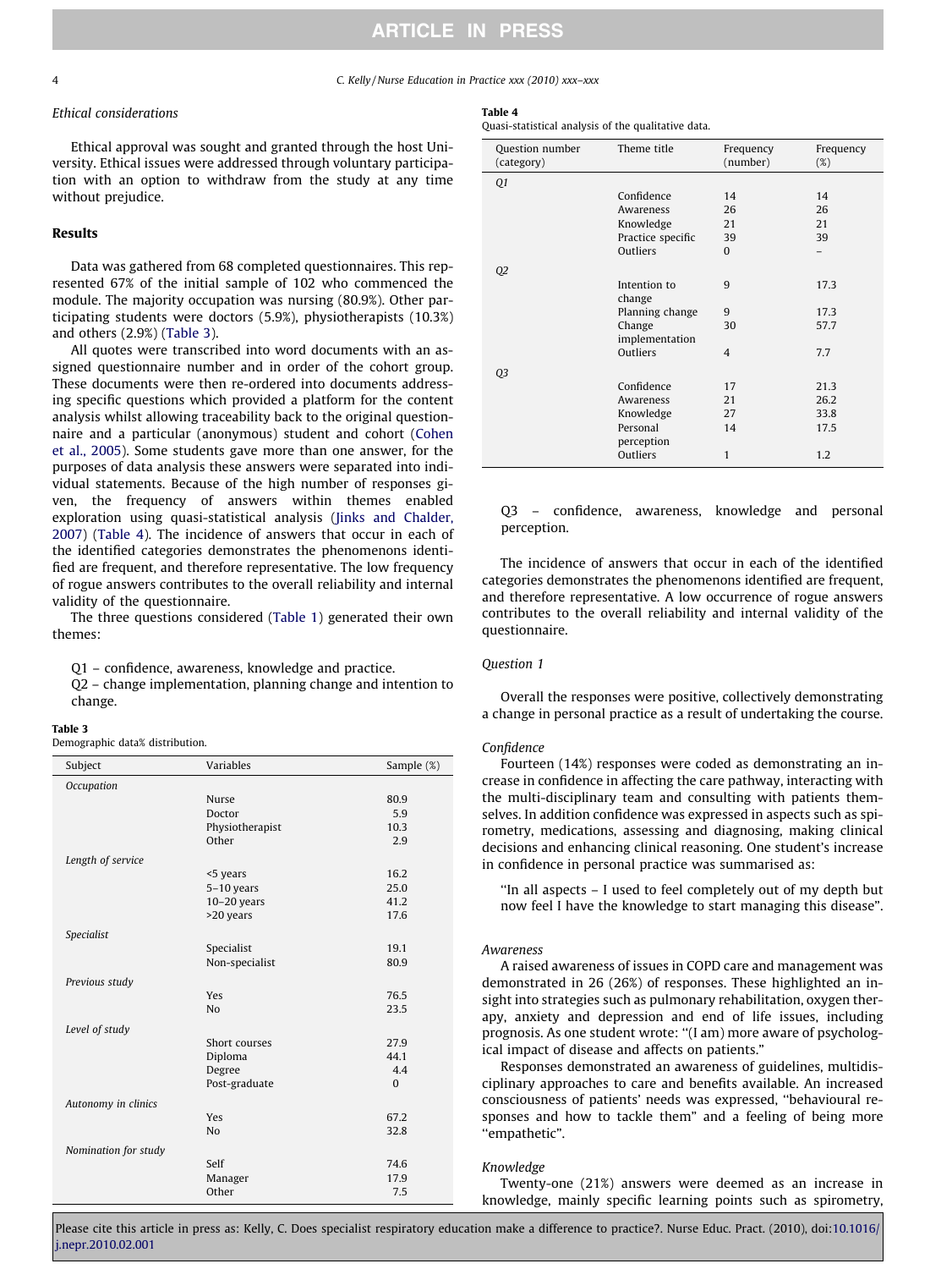*Ethical considerations*

Ethical approval was sought and granted through the host University. Ethical issues were addressed through voluntary participation with an option to withdraw from the study at any time without prejudice.

## Results

Data was gathered from 68 completed questionnaires. This represented 67% of the initial sample of 102 who commenced the module. The majority occupation was nursing (80.9%). Other participating students were doctors (5.9%), physiotherapists (10.3%) and others (2.9%) (Table 3).

All quotes were transcribed into word documents with an assigned questionnaire number and in order of the cohort group. These documents were then re-ordered into documents addressing specific questions which provided a platform for the content analysis whilst allowing traceability back to the original questionnaire and a particular (anonymous) student and cohort (Cohen et al., 2005). Some students gave more than one answer, for the purposes of data analysis these answers were separated into individual statements. Because of the high number of responses given, the frequency of answers within themes enabled exploration using quasi-statistical analysis (Jinks and Chalder, 2007) (Table 4). The incidence of answers that occur in each of the identified categories demonstrates the phenomenons identified are frequent, and therefore representative. The low frequency of rogue answers contributes to the overall reliability and internal validity of the questionnaire.

The three questions considered (Table 1) generated their own themes:

Q1 – confidence, awareness, knowledge and practice.
Q2 – change implementation, planning change and intention to change.
Q3 – confidence, awareness, knowledge and personal perception.

**Table 3**
Demographic data% distribution.

| Subject | Variables | Sample (%) |
|---|---|---|
| *Occupation* | | |
| | Nurse | 80.9 |
| | Doctor | 5.9 |
| | Physiotherapist | 10.3 |
| | Other | 2.9 |
| *Length of service* | | |
| | <5 years | 16.2 |
| | 5–10 years | 25.0 |
| | 10–20 years | 41.2 |
| | >20 years | 17.6 |
| *Specialist* | | |
| | Specialist | 19.1 |
| | Non-specialist | 80.9 |
| *Previous study* | | |
| | Yes | 76.5 |
| | No | 23.5 |
| *Level of study* | | |
| | Short courses | 27.9 |
| | Diploma | 44.1 |
| | Degree | 4.4 |
| | Post-graduate | 0 |
| *Autonomy in clinics* | | |
| | Yes | 67.2 |
| | No | 32.8 |
| *Nomination for study* | | |
| | Self | 74.6 |
| | Manager | 17.9 |
| | Other | 7.5 |

**Table 4**
Quasi-statistical analysis of the qualitative data.

| Question number (category) | Theme title | Frequency (number) | Frequency (%) |
|---|---|---|---|
| *Q1* | | | |
| | Confidence | 14 | 14 |
| | Awareness | 26 | 26 |
| | Knowledge | 21 | 21 |
| | Practice specific | 39 | 39 |
| | Outliers | 0 | – |
| *Q2* | | | |
| | Intention to change | 9 | 17.3 |
| | Planning change | 9 | 17.3 |
| | Change implementation | 30 | 57.7 |
| | Outliers | 4 | 7.7 |
| *Q3* | | | |
| | Confidence | 17 | 21.3 |
| | Awareness | 21 | 26.2 |
| | Knowledge | 27 | 33.8 |
| | Personal perception | 14 | 17.5 |
| | Outliers | 1 | 1.2 |

The incidence of answers that occur in each of the identified categories demonstrates the phenomenons identified are frequent, and therefore representative. A low occurrence of rogue answers contributes to the overall reliability and internal validity of the questionnaire.

*Question 1*

Overall the responses were positive, collectively demonstrating a change in personal practice as a result of undertaking the course.

*Confidence*

Fourteen (14%) responses were coded as demonstrating an increase in confidence in affecting the care pathway, interacting with the multi-disciplinary team and consulting with patients themselves. In addition confidence was expressed in aspects such as spirometry, medications, assessing and diagnosing, making clinical decisions and enhancing clinical reasoning. One student's increase in confidence in personal practice was summarised as:

> "In all aspects – I used to feel completely out of my depth but now feel I have the knowledge to start managing this disease".

*Awareness*

A raised awareness of issues in COPD care and management was demonstrated in 26 (26%) of responses. These highlighted an insight into strategies such as pulmonary rehabilitation, oxygen therapy, anxiety and depression and end of life issues, including prognosis. As one student wrote: "(I am) more aware of psychological impact of disease and affects on patients."

Responses demonstrated an awareness of guidelines, multidisciplinary approaches to care and benefits available. An increased consciousness of patients' needs was expressed, "behavioural responses and how to tackle them" and a feeling of being more "empathetic".

*Knowledge*

Twenty-one (21%) answers were deemed as an increase in knowledge, mainly specific learning points such as spirometry,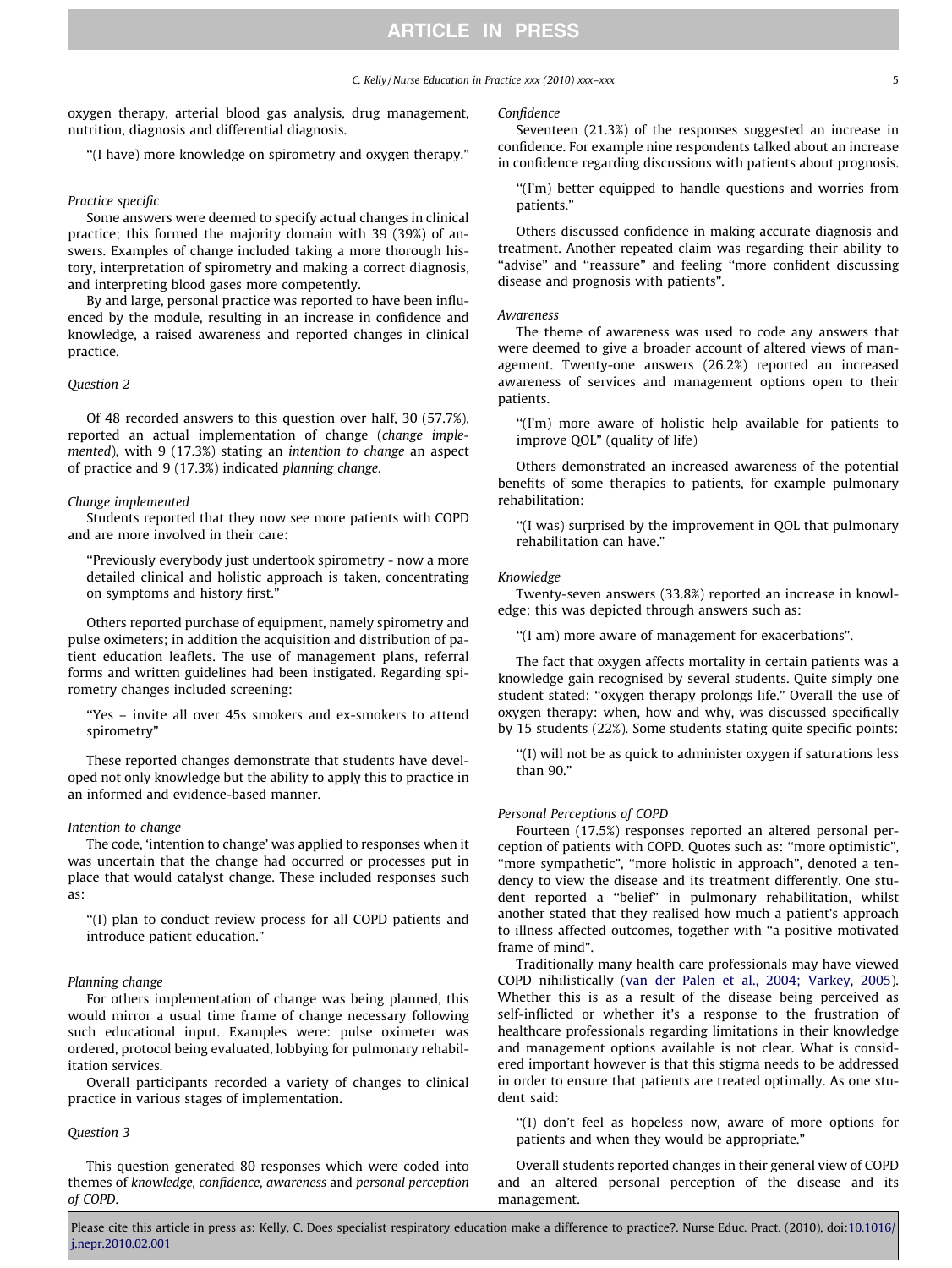oxygen therapy, arterial blood gas analysis, drug management, nutrition, diagnosis and differential diagnosis.

> "(I have) more knowledge on spirometry and oxygen therapy."

*Practice specific*

Some answers were deemed to specify actual changes in clinical practice; this formed the majority domain with 39 (39%) of answers. Examples of change included taking a more thorough history, interpretation of spirometry and making a correct diagnosis, and interpreting blood gases more competently.

By and large, personal practice was reported to have been influenced by the module, resulting in an increase in confidence and knowledge, a raised awareness and reported changes in clinical practice.

*Question 2*

Of 48 recorded answers to this question over half, 30 (57.7%), reported an actual implementation of change (*change implemented*), with 9 (17.3%) stating an *intention to change* an aspect of practice and 9 (17.3%) indicated *planning change*.

*Change implemented*

Students reported that they now see more patients with COPD and are more involved in their care:

> "Previously everybody just undertook spirometry - now a more detailed clinical and holistic approach is taken, concentrating on symptoms and history first."

Others reported purchase of equipment, namely spirometry and pulse oximeters; in addition the acquisition and distribution of patient education leaflets. The use of management plans, referral forms and written guidelines had been instigated. Regarding spirometry changes included screening:

> "Yes – invite all over 45s smokers and ex-smokers to attend spirometry"

These reported changes demonstrate that students have developed not only knowledge but the ability to apply this to practice in an informed and evidence-based manner.

*Intention to change*

The code, 'intention to change' was applied to responses when it was uncertain that the change had occurred or processes put in place that would catalyst change. These included responses such as:

> "(I) plan to conduct review process for all COPD patients and introduce patient education."

*Planning change*

For others implementation of change was being planned, this would mirror a usual time frame of change necessary following such educational input. Examples were: pulse oximeter was ordered, protocol being evaluated, lobbying for pulmonary rehabilitation services.

Overall participants recorded a variety of changes to clinical practice in various stages of implementation.

*Question 3*

This question generated 80 responses which were coded into themes of *knowledge, confidence, awareness* and *personal perception of COPD*.

*Confidence*

Seventeen (21.3%) of the responses suggested an increase in confidence. For example nine respondents talked about an increase in confidence regarding discussions with patients about prognosis.

> "(I'm) better equipped to handle questions and worries from patients."

Others discussed confidence in making accurate diagnosis and treatment. Another repeated claim was regarding their ability to "advise" and "reassure" and feeling "more confident discussing disease and prognosis with patients".

*Awareness*

The theme of awareness was used to code any answers that were deemed to give a broader account of altered views of management. Twenty-one answers (26.2%) reported an increased awareness of services and management options open to their patients.

> "(I'm) more aware of holistic help available for patients to improve QOL" (quality of life)

Others demonstrated an increased awareness of the potential benefits of some therapies to patients, for example pulmonary rehabilitation:

> "(I was) surprised by the improvement in QOL that pulmonary rehabilitation can have."

*Knowledge*

Twenty-seven answers (33.8%) reported an increase in knowledge; this was depicted through answers such as:

> "(I am) more aware of management for exacerbations".

The fact that oxygen affects mortality in certain patients was a knowledge gain recognised by several students. Quite simply one student stated: "oxygen therapy prolongs life." Overall the use of oxygen therapy: when, how and why, was discussed specifically by 15 students (22%). Some students stating quite specific points:

> "(I) will not be as quick to administer oxygen if saturations less than 90."

*Personal Perceptions of COPD*

Fourteen (17.5%) responses reported an altered personal perception of patients with COPD. Quotes such as: "more optimistic", "more sympathetic", "more holistic in approach", denoted a tendency to view the disease and its treatment differently. One student reported a "belief" in pulmonary rehabilitation, whilst another stated that they realised how much a patient's approach to illness affected outcomes, together with "a positive motivated frame of mind".

Traditionally many health care professionals may have viewed COPD nihilistically (van der Palen et al., 2004; Varkey, 2005). Whether this is as a result of the disease being perceived as self-inflicted or whether it's a response to the frustration of healthcare professionals regarding limitations in their knowledge and management options available is not clear. What is considered important however is that this stigma needs to be addressed in order to ensure that patients are treated optimally. As one student said:

> "(I) don't feel as hopeless now, aware of more options for patients and when they would be appropriate."

Overall students reported changes in their general view of COPD and an altered personal perception of the disease and its management.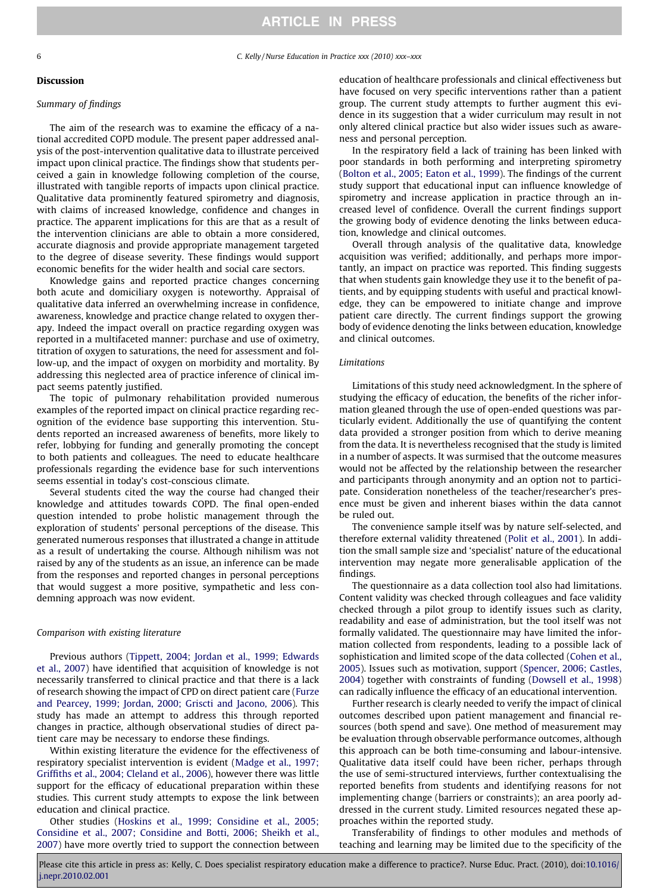## Discussion

### *Summary of findings*

The aim of the research was to examine the efficacy of a national accredited COPD module. The present paper addressed analysis of the post-intervention qualitative data to illustrate perceived impact upon clinical practice. The findings show that students perceived a gain in knowledge following completion of the course, illustrated with tangible reports of impacts upon clinical practice. Qualitative data prominently featured spirometry and diagnosis, with claims of increased knowledge, confidence and changes in practice. The apparent implications for this are that as a result of the intervention clinicians are able to obtain a more considered, accurate diagnosis and provide appropriate management targeted to the degree of disease severity. These findings would support economic benefits for the wider health and social care sectors.

Knowledge gains and reported practice changes concerning both acute and domiciliary oxygen is noteworthy. Appraisal of qualitative data inferred an overwhelming increase in confidence, awareness, knowledge and practice change related to oxygen therapy. Indeed the impact overall on practice regarding oxygen was reported in a multifaceted manner: purchase and use of oximetry, titration of oxygen to saturations, the need for assessment and follow-up, and the impact of oxygen on morbidity and mortality. By addressing this neglected area of practice inference of clinical impact seems patently justified.

The topic of pulmonary rehabilitation provided numerous examples of the reported impact on clinical practice regarding recognition of the evidence base supporting this intervention. Students reported an increased awareness of benefits, more likely to refer, lobbying for funding and generally promoting the concept to both patients and colleagues. The need to educate healthcare professionals regarding the evidence base for such interventions seems essential in today's cost-conscious climate.

Several students cited the way the course had changed their knowledge and attitudes towards COPD. The final open-ended question intended to probe holistic management through the exploration of students' personal perceptions of the disease. This generated numerous responses that illustrated a change in attitude as a result of undertaking the course. Although nihilism was not raised by any of the students as an issue, an inference can be made from the responses and reported changes in personal perceptions that would suggest a more positive, sympathetic and less condemning approach was now evident.

### *Comparison with existing literature*

Previous authors (Tippett, 2004; Jordan et al., 1999; Edwards et al., 2007) have identified that acquisition of knowledge is not necessarily transferred to clinical practice and that there is a lack of research showing the impact of CPD on direct patient care (Furze and Pearcey, 1999; Jordan, 2000; Griscti and Jacono, 2006). This study has made an attempt to address this through reported changes in practice, although observational studies of direct patient care may be necessary to endorse these findings.

Within existing literature the evidence for the effectiveness of respiratory specialist intervention is evident (Madge et al., 1997; Griffiths et al., 2004; Cleland et al., 2006), however there was little support for the efficacy of educational preparation within these studies. This current study attempts to expose the link between education and clinical practice.

Other studies (Hoskins et al., 1999; Considine et al., 2005; Considine et al., 2007; Considine and Botti, 2006; Sheikh et al., 2007) have more overtly tried to support the connection between education of healthcare professionals and clinical effectiveness but have focused on very specific interventions rather than a patient group. The current study attempts to further augment this evidence in its suggestion that a wider curriculum may result in not only altered clinical practice but also wider issues such as awareness and personal perception.

In the respiratory field a lack of training has been linked with poor standards in both performing and interpreting spirometry (Bolton et al., 2005; Eaton et al., 1999). The findings of the current study support that educational input can influence knowledge of spirometry and increase application in practice through an increased level of confidence. Overall the current findings support the growing body of evidence denoting the links between education, knowledge and clinical outcomes.

Overall through analysis of the qualitative data, knowledge acquisition was verified; additionally, and perhaps more importantly, an impact on practice was reported. This finding suggests that when students gain knowledge they use it to the benefit of patients, and by equipping students with useful and practical knowledge, they can be empowered to initiate change and improve patient care directly. The current findings support the growing body of evidence denoting the links between education, knowledge and clinical outcomes.

### *Limitations*

Limitations of this study need acknowledgment. In the sphere of studying the efficacy of education, the benefits of the richer information gleaned through the use of open-ended questions was particularly evident. Additionally the use of quantifying the content data provided a stronger position from which to derive meaning from the data. It is nevertheless recognised that the study is limited in a number of aspects. It was surmised that the outcome measures would not be affected by the relationship between the researcher and participants through anonymity and an option not to participate. Consideration nonetheless of the teacher/researcher's presence must be given and inherent biases within the data cannot be ruled out.

The convenience sample itself was by nature self-selected, and therefore external validity threatened (Polit et al., 2001). In addition the small sample size and 'specialist' nature of the educational intervention may negate more generalisable application of the findings.

The questionnaire as a data collection tool also had limitations. Content validity was checked through colleagues and face validity checked through a pilot group to identify issues such as clarity, readability and ease of administration, but the tool itself was not formally validated. The questionnaire may have limited the information collected from respondents, leading to a possible lack of sophistication and limited scope of the data collected (Cohen et al., 2005). Issues such as motivation, support (Spencer, 2006; Castles, 2004) together with constraints of funding (Dowsell et al., 1998) can radically influence the efficacy of an educational intervention.

Further research is clearly needed to verify the impact of clinical outcomes described upon patient management and financial resources (both spend and save). One method of measurement may be evaluation through observable performance outcomes, although this approach can be both time-consuming and labour-intensive. Qualitative data itself could have been richer, perhaps through the use of semi-structured interviews, further contextualising the reported benefits from students and identifying reasons for not implementing change (barriers or constraints); an area poorly addressed in the current study. Limited resources negated these approaches within the reported study.

Transferability of findings to other modules and methods of teaching and learning may be limited due to the specificity of the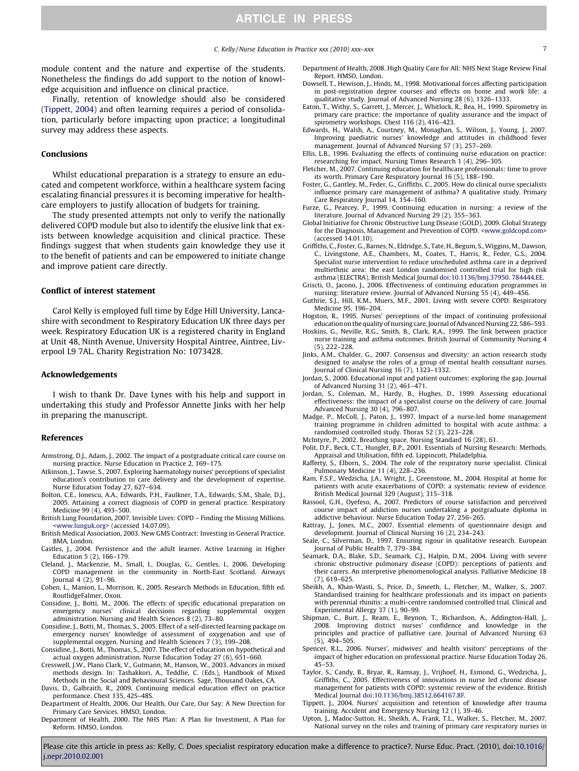module content and the nature and expertise of the students. Nonetheless the findings do add support to the notion of knowledge acquisition and influence on clinical practice.

Finally, retention of knowledge should also be considered (Tippett, 2004) and often learning requires a period of consolidation, particularly before impacting upon practice; a longitudinal survey may address these aspects.

## Conclusions

Whilst educational preparation is a strategy to ensure an educated and competent workforce, within a healthcare system facing escalating financial pressures it is becoming imperative for healthcare employers to justify allocation of budgets for training.

The study presented attempts not only to verify the nationally delivered COPD module but also to identify the elusive link that exists between knowledge acquisition and clinical practice. These findings suggest that when students gain knowledge they use it to the benefit of patients and can be empowered to initiate change and improve patient care directly.

## Conflict of interest statement

Carol Kelly is employed full time by Edge Hill University, Lancashire with secondment to Respiratory Education UK three days per week. Respiratory Education UK is a registered charity in England at Unit 48, Ninth Avenue, University Hospital Aintree, Aintree, Liverpool L9 7AL. Charity Registration No: 1073428.

## Acknowledgements

I wish to thank Dr. Dave Lynes with his help and support in undertaking this study and Professor Annette Jinks with her help in preparing the manuscript.

## References

Armstrong, D.J., Adam, J., 2002. The impact of a postgraduate critical care course on nursing practice. Nurse Education in Practice 2, 169–175.

Atkinson, J., Tawse, S., 2007. Exploring haematology nurses' perceptions of specialist education's contribution to care delivery and the development of expertise. Nurse Education Today 27, 627–634.

Bolton, C.E., Ionescu, A.A., Edwards, P.H., Faulkner, T.A., Edwards, S.M., Shale, D.J., 2005. Attaining a correct diagnosis of COPD in general practice. Respiratory Medicine 99 (4), 493–500.

British Lung Foundation, 2007. Invisible Lives: COPD – Finding the Missing Millions. <www.lunguk.org> (accessed 14.07.09).

British Medical Association, 2003. New GMS Contract: Investing in General Practice. BMA, London.

Castles, J., 2004. Persistence and the adult learner. Active Learning in Higher Education 5 (2), 166–179.

Cleland, J., Mackenzie, M., Small, I., Douglas, G., Gentles, I., 2006. Developing COPD management in the community in North-East Scotland. Airways Journal 4 (2), 91–96.

Cohen, L., Manion, L., Morrison, K., 2005. Research Methods in Education, fifth ed. RoutlidgeFalmer, Oxon.

Considine, J., Botti, M., 2006. The effects of specific educational preparation on emergency nurses' clinical decisions regarding supplemental oxygen administration. Nursing and Health Sciences 8 (2), 73–80.

Considine, J., Botti, M., Thomas, S., 2005. Effect of a self-directed learning package on emergency nurses' knowledge of assessment of oxygenation and use of supplemental oxygen. Nursing and Health Sciences 7 (3), 199–208.

Considine, J., Botti, M., Thomas, S., 2007. The effect of education on hypothetical and actual oxygen administration. Nurse Education Today 27 (6), 651–660.

Cresswell, J.W., Plano Clark, V., Gutmann, M., Hanson, W., 2003. Advances in mixed methods design. In: Tashakkori, A., Teddlie, C. (Eds.), Handbook of Mixed Methods in the Social and Behavioural Sciences. Sage, Thousand Oakes, CA.

Davis, D., Galbraith, R., 2009. Continuing medical education effect on practice performance. Chest 135, 42S–48S.

Deapartment of Health, 2006. Our Health, Our Care, Our Say: A New Direction for Primary Care Services. HMSO, London.

Department of Health, 2000. The NHS Plan: A Plan for Investment, A Plan for Reform. HMSO, London.

Department of Health, 2008. High Quality Care for All: NHS Next Stage Review Final Report. HMSO, London.

Dowsell, T., Hewison, J., Hinds, M., 1998. Motivational forces affecting participation in post-registration degree courses and effects on home and work life: a qualitative study. Journal of Advanced Nursing 28 (6), 1326–1333.

Eaton, T., Withy, S., Garrett, J., Mercer, J., Whitlock, R., Rea, H., 1999. Spirometry in primary care practice: the importance of quality assurance and the impact of spirometry workshops. Chest 116 (2), 416–423.

Edwards, H., Walsh, A., Courtney, M., Monaghan, S., Wilson, J., Young, J., 2007. Improving paediatric nurses' knowledge and attitudes in childhood fever management. Journal of Advanced Nursing 57 (3), 257–269.

Ellis, L.B., 1996. Evaluating the effects of continuing nurse education on practice: researching for impact. Nursing Times Research 1 (4), 296–305.

Fletcher, M., 2007. Continuing education for healthcare professionals: time to prove its worth. Primary Care Respiratory Journal 16 (5), 188–190.

Foster, G., Gantley, M., Feder, G., Griffiths, C., 2005. How do clinical nurse specialists influence primary care management of asthma? A qualitative study. Primary Care Respiratory Journal 14, 154–160.

Furze, G., Pearcey, P., 1999. Continuing education in nursing: a review of the literature. Journal of Advanced Nursing 29 (2), 355–363.

Global Initiative for Chronic Obstructive Lung Disease (GOLD), 2009. Global Strategy for the Diagnosis, Management and Prevention of COPD. <www.goldcopd.com> (accessed 14.01.10).

Griffiths, C., Foster, G., Barnes, N., Eldridge, S., Tate, H., Begum, S., Wiggins, M., Dawson, C., Livingstone, A.E., Chambers, M., Coates, T., Harris, R., Feder, G.S., 2004. Specialist nurse intervention to reduce unscheduled asthma care in a deprived multiethnic area: the east London randomised controlled trial for high risk asthma (ELECTRA). British Medical Journal doi:10.1136/bmj.37950. 784444.EE.

Griscti, O., Jacono, J., 2006. Effectiveness of continuing education programmes in nursing: literature review. Journal of Advanced Nursing 55 (4), 449–456.

Guthrie, S.J., Hill, K.M., Muers, M.F., 2001. Living with severe COPD. Respiratory Medicine 95, 196–204.

Hogston, R., 1995. Nurses' perceptions of the impact of continuing professional education on the quality of nursing care. Journal of Advanced Nursing 22, 586–593.

Hoskins, G., Neville, R.G., Smith, B., Clark, R.A., 1999. The link between practice nurse training and asthma outcomes. British Journal of Community Nursing 4 (5), 222–228.

Jinks, A.M., Chalder, G., 2007. Consensus and diversity: an action research study designed to analyse the roles of a group of mental health consultant nurses. Journal of Clinical Nursing 16 (7), 1323–1332.

Jordan, S., 2000. Educational input and patient outcomes: exploring the gap. Journal of Advanced Nursing 31 (2), 461–471.

Jordan, S., Coleman, M., Hardy, B., Hughes, D., 1999. Assessing educational effectiveness: the impact of a specialist course on the delivery of care. Journal Advanced Nursing 30 (4), 796–807.

Madge, P., McColl, J., Paton, J., 1997. Impact of a nurse-led home management training programme in children admitted to hospital with acute asthma: a randomised controlled study. Thorax 52 (3), 223–228.

McIntyre, P., 2002. Breathing space. Nursing Standard 16 (28), 61.

Polit, D.F., Beck, C.T., Hungler, B.P., 2001. Essentials of Nursing Research: Methods, Appraisal and Utilisation, fifth ed. Lippincott, Philadelphia.

Rafferty, S., Elborn, S., 2004. The role of the respiratory nurse specialist. Clinical Pulmonary Medicine 11 (4), 228–236.

Ram, F.S.F., Wedzicha, J.A., Wright, J., Greenstone, M., 2004. Hospital at home for patients with acute exacerbations of COPD: a systematic review of evidence. British Medical Journal 329 (August), 315–318.

Rassool, G.H., Oyefeso, A., 2007. Predictors of course satisfaction and perceived course impact of addiction nurses undertaking a postgraduate diploma in addictive behaviour. Nurse Education Today 27, 256–265.

Rattray, J., Jones, M.C., 2007. Essential elements of questionnaire design and development. Journal of Clinical Nursing 16 (2), 234–243.

Seale, C., Silverman, D., 1997. Ensuring rigour in qualitative research. European Journal of Public Health 7, 379–384.

Seamark, D.A., Blake, S.D., Seamark, C.J., Halpin, D.M., 2004. Living with severe chronic obstructive pulmonary disease (COPD): perceptions of patients and their carers. An interpretive phenomenological analysis. Palliative Medicine 18 (7), 619–625.

Sheikh, A., Khan-Wasti, S., Price, D., Smeeth, L., Fletcher, M., Walker, S., 2007. Standardised training for healthcare professionals and its impact on patients with perennial rhinitis: a multi-centre randomised controlled trial. Clinical and Experimental Allergy 37 (1), 90–99.

Shipman, C., Burt, J., Ream, E., Beynon, T., Richardson, A., Addington-Hall, J., 2008. Improving district nurses' confidence and knowledge in the principles and practice of palliative care. Journal of Advanced Nursing 63 (5), 494–505.

Spencer, R.L., 2006. Nurses', midwives' and health visitors' perceptions of the impact of higher education on professional practice. Nurse Education Today 26, 45–53.

Taylor, S., Candy, B., Bryar, R., Ramsay, J., Vrijhoef, H., Esmond, G., Wedzicha, J., Griffiths, C., 2005. Effectiveness of innovations in nurse led chronic disease management for patients with COPD: systemic review of the evidence. British Medical Journal doi:10.1136/bmj.38512.664167.8F.

Tippett, J., 2004. Nurses' acquisition and retention of knowledge after trauma training. Accident and Emergency Nursing 12 (1), 39–46.

Upton, J., Madoc-Sutton, H., Sheikh, A., Frank, T.L., Walker, S., Fletcher, M., 2007. National survey on the roles and training of primary care respiratory nurses in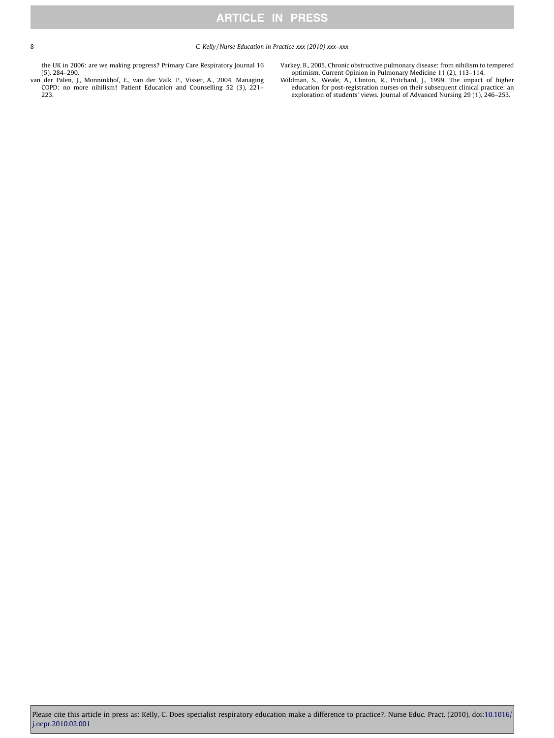the UK in 2006: are we making progress? Primary Care Respiratory Journal 16 (5), 284–290.

van der Palen, J., Monninkhof, E., van der Valk, P., Visser, A., 2004. Managing COPD: no more nihilism! Patient Education and Counselling 52 (3), 221–223.

Varkey, B., 2005. Chronic obstructive pulmonary disease: from nihilism to tempered optimism. Current Opinion in Pulmonary Medicine 11 (2), 113–114.

Wildman, S., Weale, A., Clinton, R., Pritchard, J., 1999. The impact of higher education for post-registration nurses on their subsequent clinical practice: an exploration of students' views. Journal of Advanced Nursing 29 (1), 246–253.

Please cite this article in press as: Kelly, C. Does specialist respiratory education make a difference to practice?. Nurse Educ. Pract. (2010), doi:10.1016/j.nepr.2010.02.001